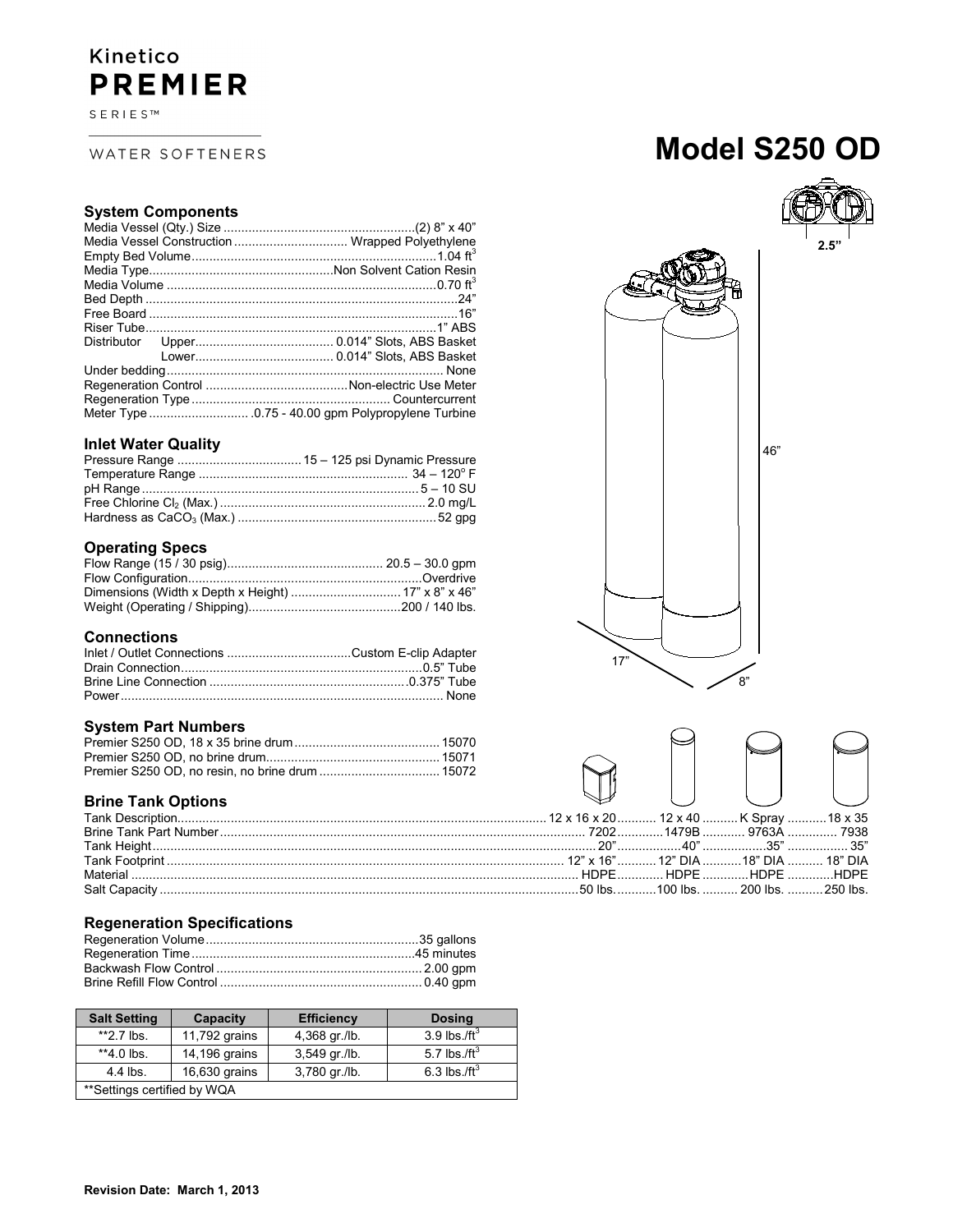Kinetico

**PREMIER**

SERIES™

WATER SOFTENERS

# Model S250 OD

### System Components

| | |
|---|---|
| Media Vessel (Qty.) Size | (2) 8" x 40" |
| Media Vessel Construction | Wrapped Polyethylene |
| Empty Bed Volume | 1.04 $ft^3$ |
| Media Type | Non Solvent Cation Resin |
| Media Volume | 0.70 $ft^3$ |
| Bed Depth | 24" |
| Free Board | 16" |
| Riser Tube | 1" ABS |
| Distributor Upper | 0.014" Slots, ABS Basket |
| Distributor Lower | 0.014" Slots, ABS Basket |
| Under bedding | None |
| Regeneration Control | Non-electric Use Meter |
| Regeneration Type | Countercurrent |
| Meter Type | .0.75 - 40.00 gpm Polypropylene Turbine |

### Inlet Water Quality

| | |
|---|---|
| Pressure Range | 15 – 125 psi Dynamic Pressure |
| Temperature Range | 34 – 120° F |
| pH Range | 5 – 10 SU |
| Free Chlorine $Cl_2$ (Max.) | 2.0 mg/L |
| Hardness as $CaCO_3$ (Max.) | 52 gpg |

### Operating Specs

| | |
|---|---|
| Flow Range (15 / 30 psig) | 20.5 – 30.0 gpm |
| Flow Configuration | Overdrive |
| Dimensions (Width x Depth x Height) | 17" x 8" x 46" |
| Weight (Operating / Shipping) | 200 / 140 lbs. |

### Connections

| | |
|---|---|
| Inlet / Outlet Connections | Custom E-clip Adapter |
| Drain Connection | 0.5" Tube |
| Brine Line Connection | 0.375" Tube |
| Power | None |

### System Part Numbers

| | |
|---|---|
| Premier S250 OD, 18 x 35 brine drum | 15070 |
| Premier S250 OD, no brine drum | 15071 |
| Premier S250 OD, no resin, no brine drum | 15072 |

### Brine Tank Options

| | | | | |
|---|---|---|---|---|
| Tank Description | 12 x 16 x 20 | 12 x 40 | K Spray | 18 x 35 |
| Brine Tank Part Number | 7202 | 1479B | 9763A | 7938 |
| Tank Height | 20" | 40" | 35" | 35" |
| Tank Footprint | 12" x 16" | 12" DIA | 18" DIA | 18" DIA |
| Material | HDPE | HDPE | HDPE | HDPE |
| Salt Capacity | 50 lbs. | 100 lbs. | 200 lbs. | 250 lbs. |

### Regeneration Specifications

| | |
|---|---|
| Regeneration Volume | 35 gallons |
| Regeneration Time | 45 minutes |
| Backwash Flow Control | 2.00 gpm |
| Brine Refill Flow Control | 0.40 gpm |

| Salt Setting | Capacity | Efficiency | Dosing |
|---|---|---|---|
| **2.7 lbs. | 11,792 grains | 4,368 gr./lb. | 3.9 lbs./$ft^3$ |
| **4.0 lbs. | 14,196 grains | 3,549 gr./lb. | 5.7 lbs./$ft^3$ |
| 4.4 lbs. | 16,630 grains | 3,780 gr./lb. | 6.3 lbs./$ft^3$ |
| **Settings certified by WQA | | | |

**Revision Date: March 1, 2013**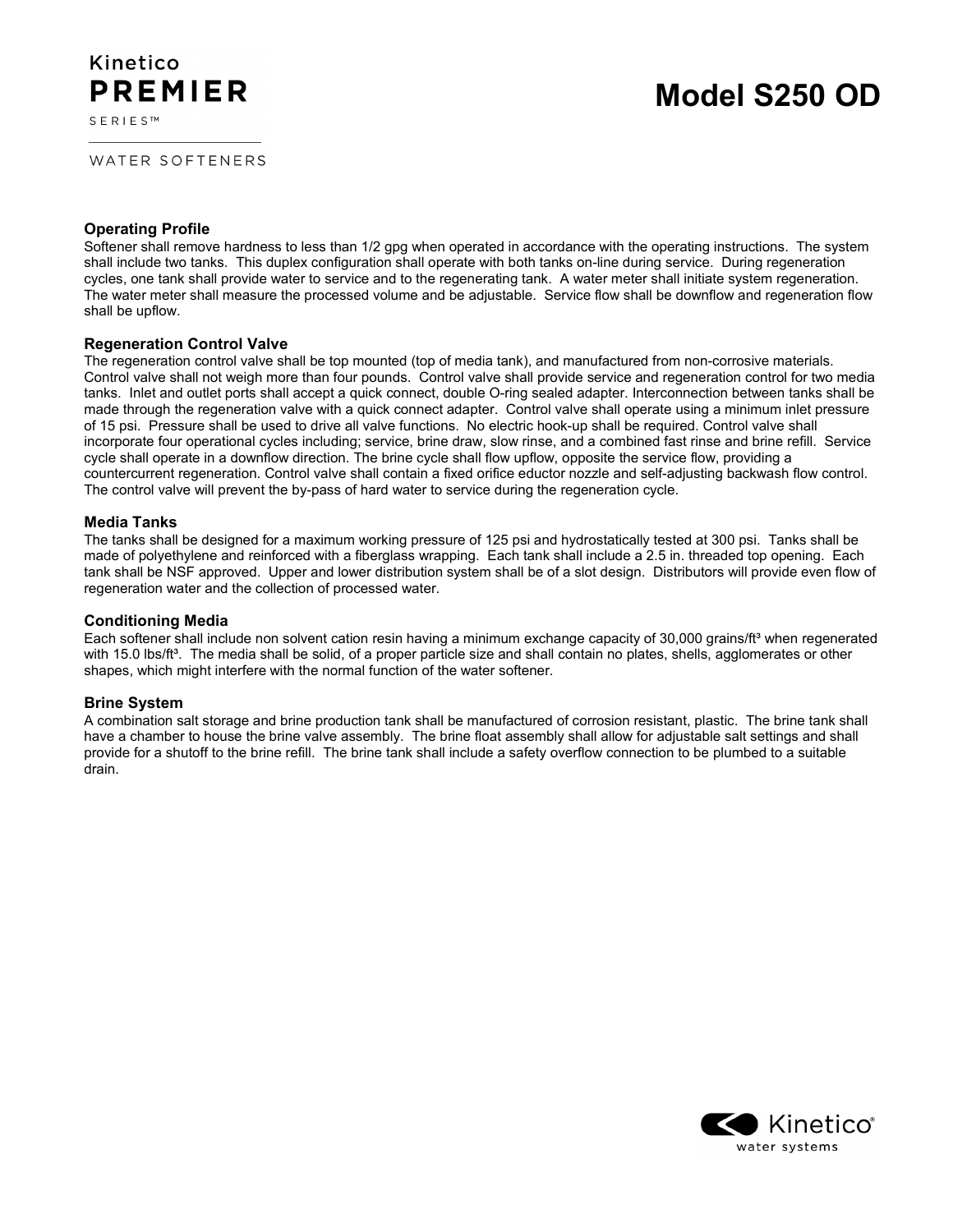Kinetico
**PREMIER**
SERIES™

WATER SOFTENERS

# Model S250 OD

### Operating Profile

Softener shall remove hardness to less than 1/2 gpg when operated in accordance with the operating instructions. The system shall include two tanks. This duplex configuration shall operate with both tanks on-line during service. During regeneration cycles, one tank shall provide water to service and to the regenerating tank. A water meter shall initiate system regeneration. The water meter shall measure the processed volume and be adjustable. Service flow shall be downflow and regeneration flow shall be upflow.

### Regeneration Control Valve

The regeneration control valve shall be top mounted (top of media tank), and manufactured from non-corrosive materials. Control valve shall not weigh more than four pounds. Control valve shall provide service and regeneration control for two media tanks. Inlet and outlet ports shall accept a quick connect, double O-ring sealed adapter. Interconnection between tanks shall be made through the regeneration valve with a quick connect adapter. Control valve shall operate using a minimum inlet pressure of 15 psi. Pressure shall be used to drive all valve functions. No electric hook-up shall be required. Control valve shall incorporate four operational cycles including; service, brine draw, slow rinse, and a combined fast rinse and brine refill. Service cycle shall operate in a downflow direction. The brine cycle shall flow upflow, opposite the service flow, providing a countercurrent regeneration. Control valve shall contain a fixed orifice eductor nozzle and self-adjusting backwash flow control. The control valve will prevent the by-pass of hard water to service during the regeneration cycle.

### Media Tanks

The tanks shall be designed for a maximum working pressure of 125 psi and hydrostatically tested at 300 psi. Tanks shall be made of polyethylene and reinforced with a fiberglass wrapping. Each tank shall include a 2.5 in. threaded top opening. Each tank shall be NSF approved. Upper and lower distribution system shall be of a slot design. Distributors will provide even flow of regeneration water and the collection of processed water.

### Conditioning Media

Each softener shall include non solvent cation resin having a minimum exchange capacity of 30,000 grains/ft³ when regenerated with 15.0 lbs/ft³. The media shall be solid, of a proper particle size and shall contain no plates, shells, agglomerates or other shapes, which might interfere with the normal function of the water softener.

### Brine System

A combination salt storage and brine production tank shall be manufactured of corrosion resistant, plastic. The brine tank shall have a chamber to house the brine valve assembly. The brine float assembly shall allow for adjustable salt settings and shall provide for a shutoff to the brine refill. The brine tank shall include a safety overflow connection to be plumbed to a suitable drain.

Kinetico®
water systems